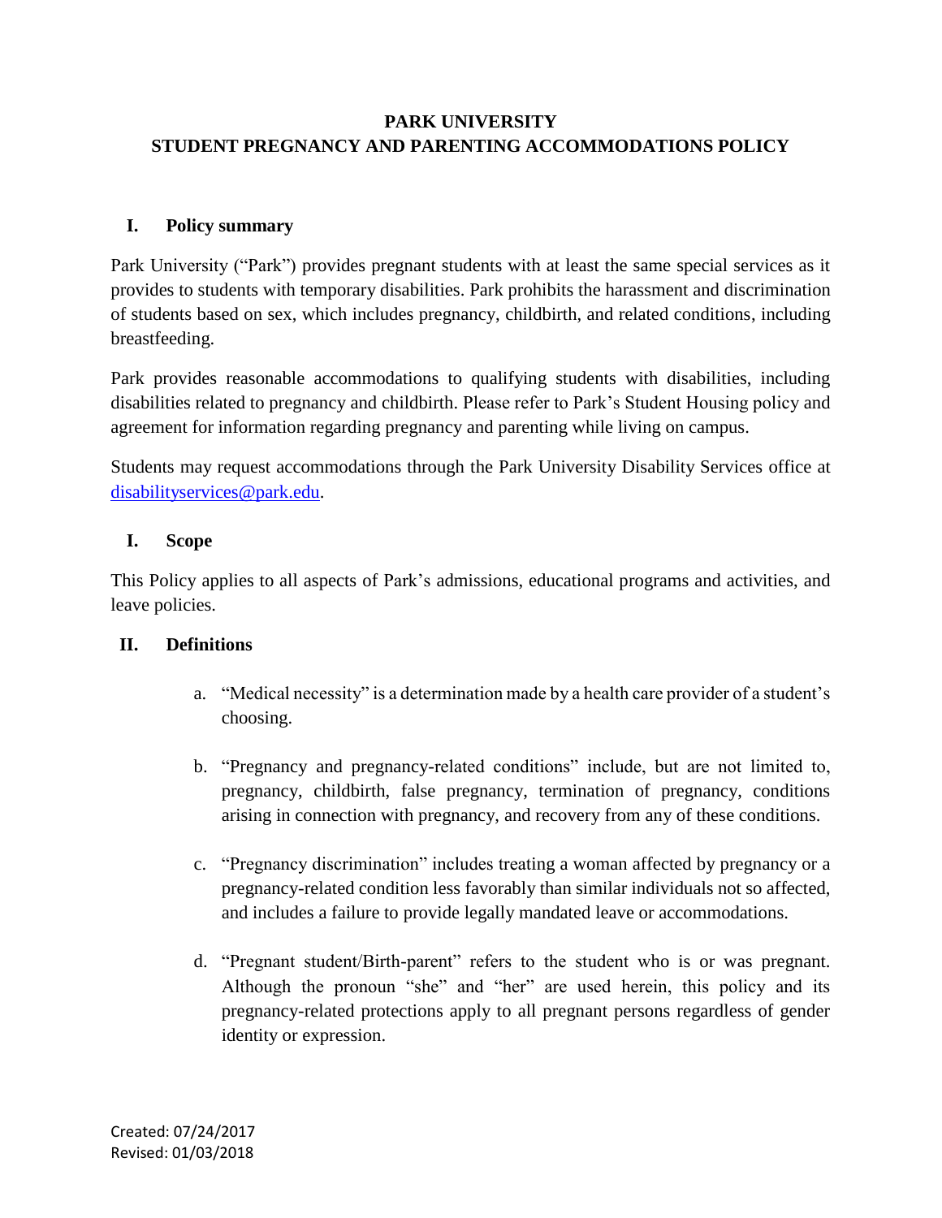# PARK UNIVERSITY
# STUDENT PREGNANCY AND PARENTING ACCOMMODATIONS POLICY

## I. Policy summary

Park University ("Park") provides pregnant students with at least the same special services as it provides to students with temporary disabilities. Park prohibits the harassment and discrimination of students based on sex, which includes pregnancy, childbirth, and related conditions, including breastfeeding.

Park provides reasonable accommodations to qualifying students with disabilities, including disabilities related to pregnancy and childbirth. Please refer to Park's Student Housing policy and agreement for information regarding pregnancy and parenting while living on campus.

Students may request accommodations through the Park University Disability Services office at disabilityservices@park.edu.

## I. Scope

This Policy applies to all aspects of Park's admissions, educational programs and activities, and leave policies.

## II. Definitions

a. "Medical necessity" is a determination made by a health care provider of a student's choosing.

b. "Pregnancy and pregnancy-related conditions" include, but are not limited to, pregnancy, childbirth, false pregnancy, termination of pregnancy, conditions arising in connection with pregnancy, and recovery from any of these conditions.

c. "Pregnancy discrimination" includes treating a woman affected by pregnancy or a pregnancy-related condition less favorably than similar individuals not so affected, and includes a failure to provide legally mandated leave or accommodations.

d. "Pregnant student/Birth-parent" refers to the student who is or was pregnant. Although the pronoun "she" and "her" are used herein, this policy and its pregnancy-related protections apply to all pregnant persons regardless of gender identity or expression.

Created: 07/24/2017
Revised: 01/03/2018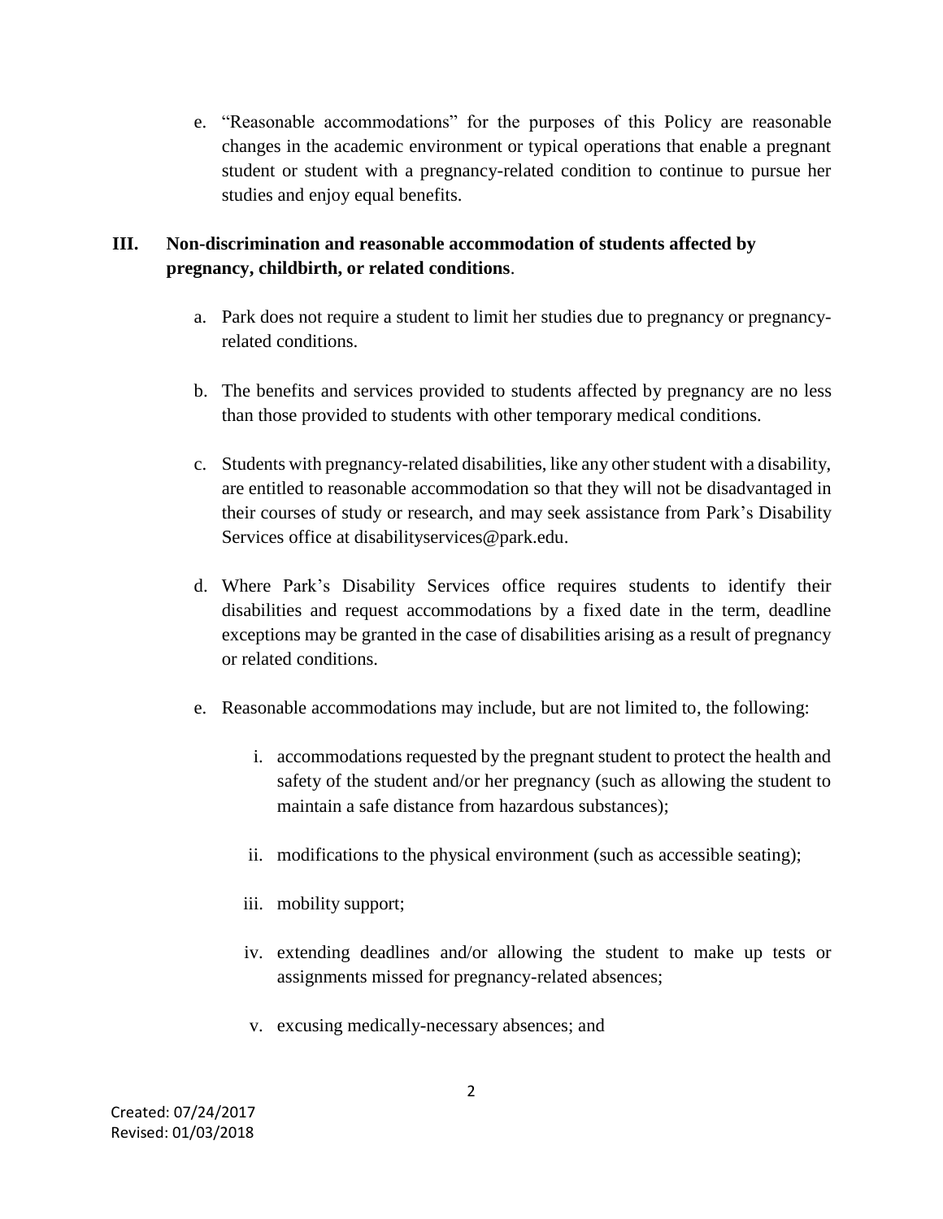e. "Reasonable accommodations" for the purposes of this Policy are reasonable changes in the academic environment or typical operations that enable a pregnant student or student with a pregnancy-related condition to continue to pursue her studies and enjoy equal benefits.

## III. Non-discrimination and reasonable accommodation of students affected by pregnancy, childbirth, or related conditions.

a. Park does not require a student to limit her studies due to pregnancy or pregnancy-related conditions.

b. The benefits and services provided to students affected by pregnancy are no less than those provided to students with other temporary medical conditions.

c. Students with pregnancy-related disabilities, like any other student with a disability, are entitled to reasonable accommodation so that they will not be disadvantaged in their courses of study or research, and may seek assistance from Park's Disability Services office at disabilityservices@park.edu.

d. Where Park's Disability Services office requires students to identify their disabilities and request accommodations by a fixed date in the term, deadline exceptions may be granted in the case of disabilities arising as a result of pregnancy or related conditions.

e. Reasonable accommodations may include, but are not limited to, the following:

   i. accommodations requested by the pregnant student to protect the health and safety of the student and/or her pregnancy (such as allowing the student to maintain a safe distance from hazardous substances);

   ii. modifications to the physical environment (such as accessible seating);

   iii. mobility support;

   iv. extending deadlines and/or allowing the student to make up tests or assignments missed for pregnancy-related absences;

   v. excusing medically-necessary absences; and

Created: 07/24/2017
Revised: 01/03/2018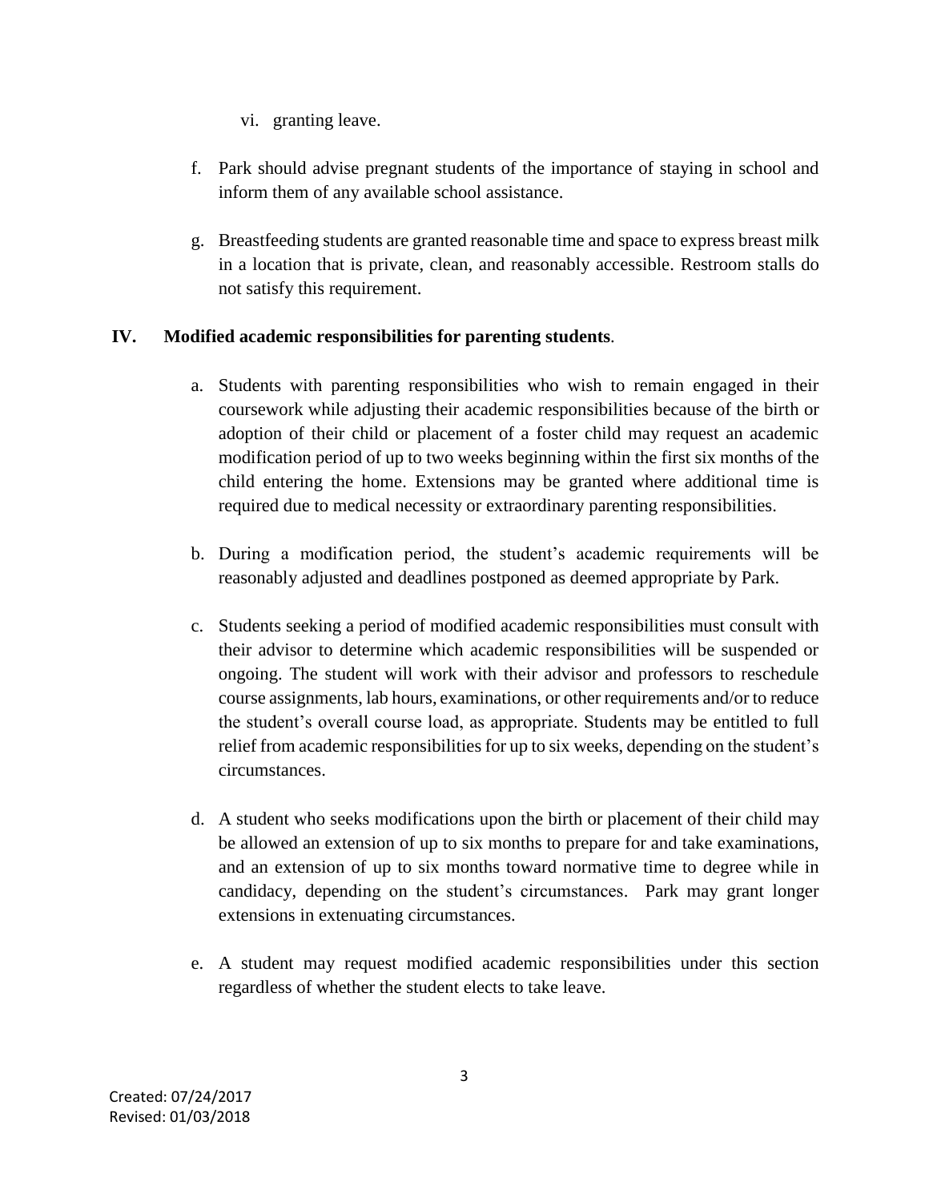vi. granting leave.

f. Park should advise pregnant students of the importance of staying in school and inform them of any available school assistance.

g. Breastfeeding students are granted reasonable time and space to express breast milk in a location that is private, clean, and reasonably accessible. Restroom stalls do not satisfy this requirement.

## IV. Modified academic responsibilities for parenting students.

a. Students with parenting responsibilities who wish to remain engaged in their coursework while adjusting their academic responsibilities because of the birth or adoption of their child or placement of a foster child may request an academic modification period of up to two weeks beginning within the first six months of the child entering the home. Extensions may be granted where additional time is required due to medical necessity or extraordinary parenting responsibilities.

b. During a modification period, the student's academic requirements will be reasonably adjusted and deadlines postponed as deemed appropriate by Park.

c. Students seeking a period of modified academic responsibilities must consult with their advisor to determine which academic responsibilities will be suspended or ongoing. The student will work with their advisor and professors to reschedule course assignments, lab hours, examinations, or other requirements and/or to reduce the student's overall course load, as appropriate. Students may be entitled to full relief from academic responsibilities for up to six weeks, depending on the student's circumstances.

d. A student who seeks modifications upon the birth or placement of their child may be allowed an extension of up to six months to prepare for and take examinations, and an extension of up to six months toward normative time to degree while in candidacy, depending on the student's circumstances. Park may grant longer extensions in extenuating circumstances.

e. A student may request modified academic responsibilities under this section regardless of whether the student elects to take leave.

Created: 07/24/2017
Revised: 01/03/2018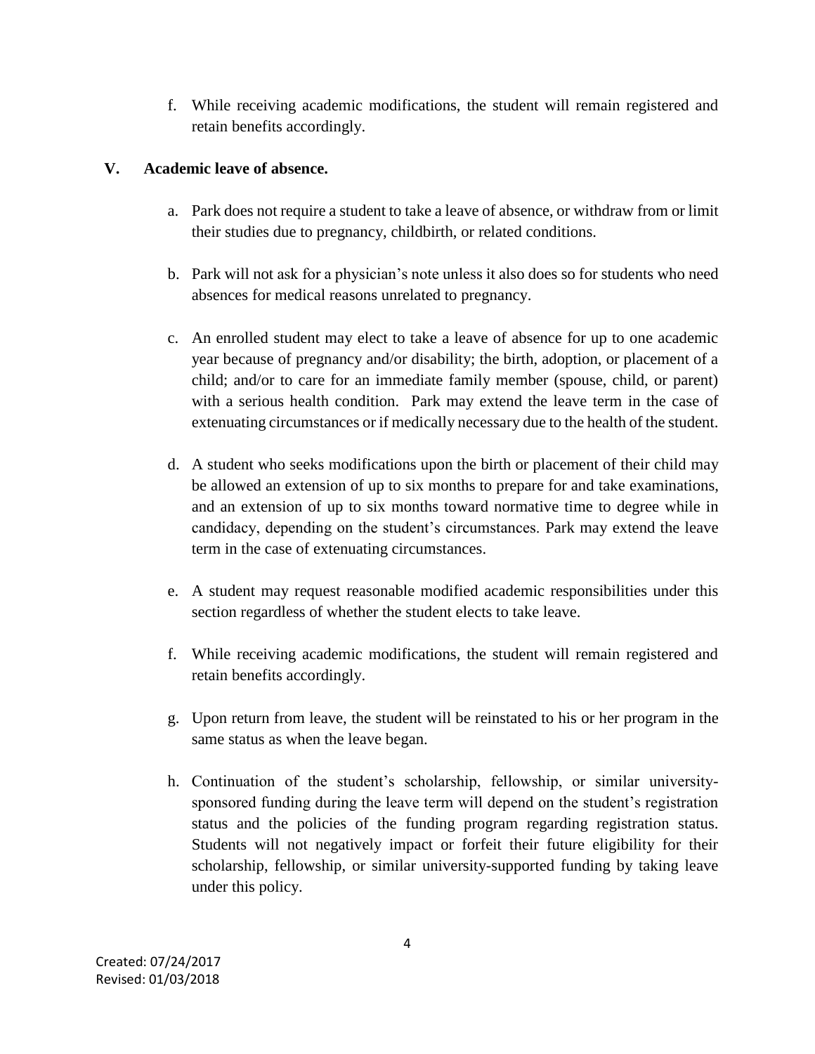f. While receiving academic modifications, the student will remain registered and retain benefits accordingly.

## V. Academic leave of absence.

a. Park does not require a student to take a leave of absence, or withdraw from or limit their studies due to pregnancy, childbirth, or related conditions.

b. Park will not ask for a physician's note unless it also does so for students who need absences for medical reasons unrelated to pregnancy.

c. An enrolled student may elect to take a leave of absence for up to one academic year because of pregnancy and/or disability; the birth, adoption, or placement of a child; and/or to care for an immediate family member (spouse, child, or parent) with a serious health condition. Park may extend the leave term in the case of extenuating circumstances or if medically necessary due to the health of the student.

d. A student who seeks modifications upon the birth or placement of their child may be allowed an extension of up to six months to prepare for and take examinations, and an extension of up to six months toward normative time to degree while in candidacy, depending on the student's circumstances. Park may extend the leave term in the case of extenuating circumstances.

e. A student may request reasonable modified academic responsibilities under this section regardless of whether the student elects to take leave.

f. While receiving academic modifications, the student will remain registered and retain benefits accordingly.

g. Upon return from leave, the student will be reinstated to his or her program in the same status as when the leave began.

h. Continuation of the student's scholarship, fellowship, or similar university-sponsored funding during the leave term will depend on the student's registration status and the policies of the funding program regarding registration status. Students will not negatively impact or forfeit their future eligibility for their scholarship, fellowship, or similar university-supported funding by taking leave under this policy.

Created: 07/24/2017
Revised: 01/03/2018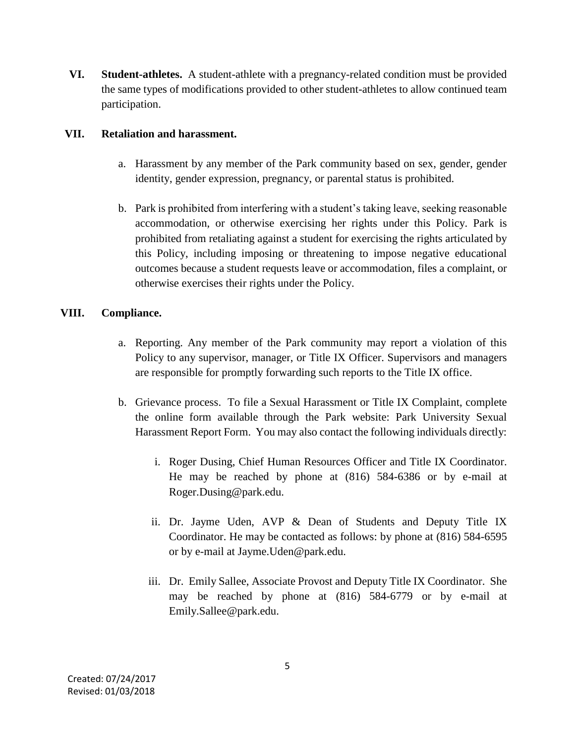**VI. Student-athletes.** A student-athlete with a pregnancy-related condition must be provided the same types of modifications provided to other student-athletes to allow continued team participation.

**VII. Retaliation and harassment.**

a. Harassment by any member of the Park community based on sex, gender, gender identity, gender expression, pregnancy, or parental status is prohibited.

b. Park is prohibited from interfering with a student's taking leave, seeking reasonable accommodation, or otherwise exercising her rights under this Policy. Park is prohibited from retaliating against a student for exercising the rights articulated by this Policy, including imposing or threatening to impose negative educational outcomes because a student requests leave or accommodation, files a complaint, or otherwise exercises their rights under the Policy.

**VIII. Compliance.**

a. Reporting. Any member of the Park community may report a violation of this Policy to any supervisor, manager, or Title IX Officer. Supervisors and managers are responsible for promptly forwarding such reports to the Title IX office.

b. Grievance process. To file a Sexual Harassment or Title IX Complaint, complete the online form available through the Park website: Park University Sexual Harassment Report Form. You may also contact the following individuals directly:

i. Roger Dusing, Chief Human Resources Officer and Title IX Coordinator. He may be reached by phone at (816) 584-6386 or by e-mail at Roger.Dusing@park.edu.

ii. Dr. Jayme Uden, AVP & Dean of Students and Deputy Title IX Coordinator. He may be contacted as follows: by phone at (816) 584-6595 or by e-mail at Jayme.Uden@park.edu.

iii. Dr. Emily Sallee, Associate Provost and Deputy Title IX Coordinator. She may be reached by phone at (816) 584-6779 or by e-mail at Emily.Sallee@park.edu.

Created: 07/24/2017
Revised: 01/03/2018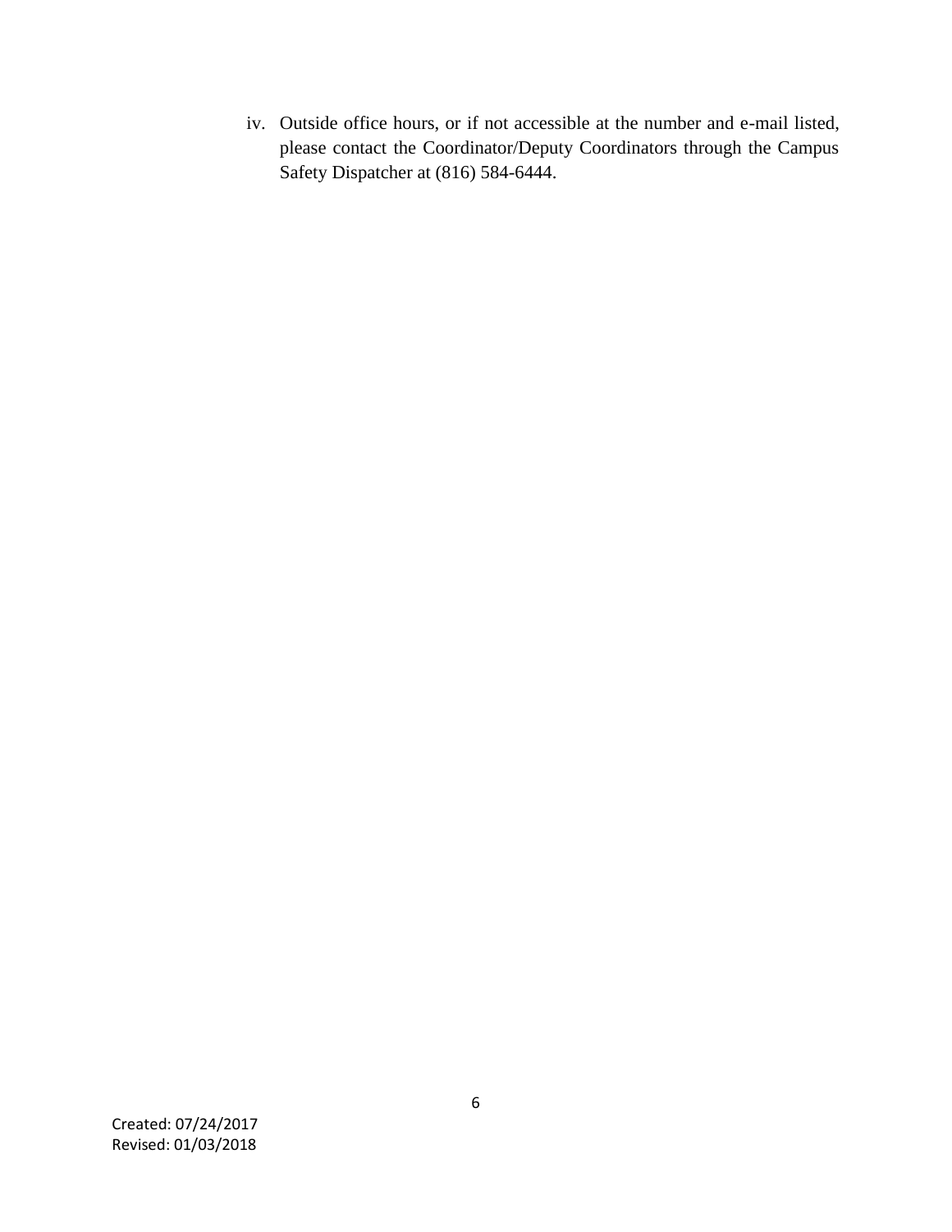iv. Outside office hours, or if not accessible at the number and e-mail listed, please contact the Coordinator/Deputy Coordinators through the Campus Safety Dispatcher at (816) 584-6444.

Created: 07/24/2017
Revised: 01/03/2018